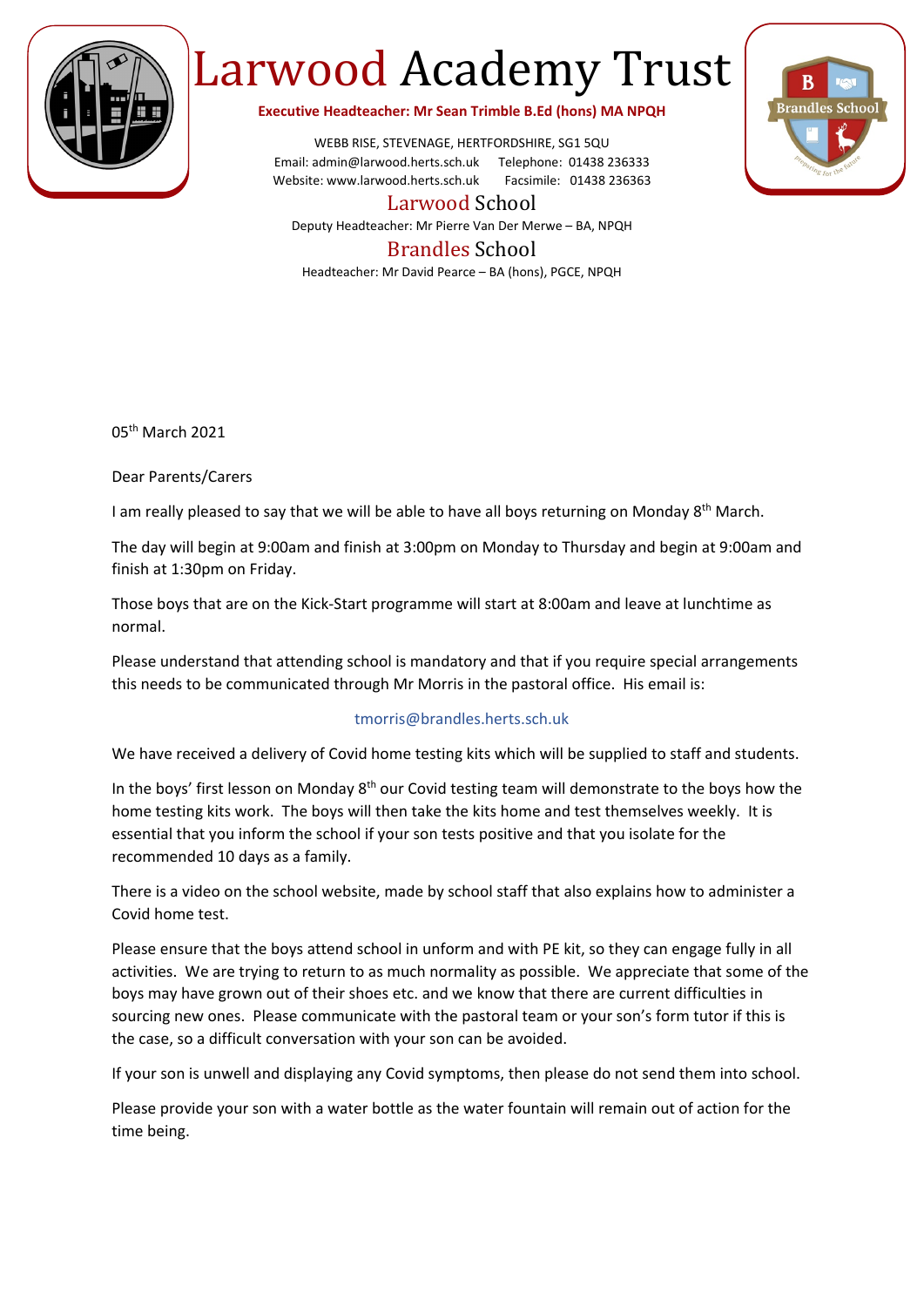# Larwood Academy Trust

**Executive Headteacher: Mr Sean Trimble B.Ed (hons) MA NPQH**

WEBB RISE, STEVENAGE, HERTFORDSHIRE, SG1 5QU
Email: admin@larwood.herts.sch.uk Telephone: 01438 236333
Website: www.larwood.herts.sch.uk Facsimile: 01438 236363

## Larwood School

Deputy Headteacher: Mr Pierre Van Der Merwe – BA, NPQH

## Brandles School

Headteacher: Mr David Pearce – BA (hons), PGCE, NPQH

05th March 2021

Dear Parents/Carers

I am really pleased to say that we will be able to have all boys returning on Monday 8th March.

The day will begin at 9:00am and finish at 3:00pm on Monday to Thursday and begin at 9:00am and finish at 1:30pm on Friday.

Those boys that are on the Kick-Start programme will start at 8:00am and leave at lunchtime as normal.

Please understand that attending school is mandatory and that if you require special arrangements this needs to be communicated through Mr Morris in the pastoral office. His email is:

tmorris@brandles.herts.sch.uk

We have received a delivery of Covid home testing kits which will be supplied to staff and students.

In the boys' first lesson on Monday 8th our Covid testing team will demonstrate to the boys how the home testing kits work. The boys will then take the kits home and test themselves weekly. It is essential that you inform the school if your son tests positive and that you isolate for the recommended 10 days as a family.

There is a video on the school website, made by school staff that also explains how to administer a Covid home test.

Please ensure that the boys attend school in unform and with PE kit, so they can engage fully in all activities. We are trying to return to as much normality as possible. We appreciate that some of the boys may have grown out of their shoes etc. and we know that there are current difficulties in sourcing new ones. Please communicate with the pastoral team or your son's form tutor if this is the case, so a difficult conversation with your son can be avoided.

If your son is unwell and displaying any Covid symptoms, then please do not send them into school.

Please provide your son with a water bottle as the water fountain will remain out of action for the time being.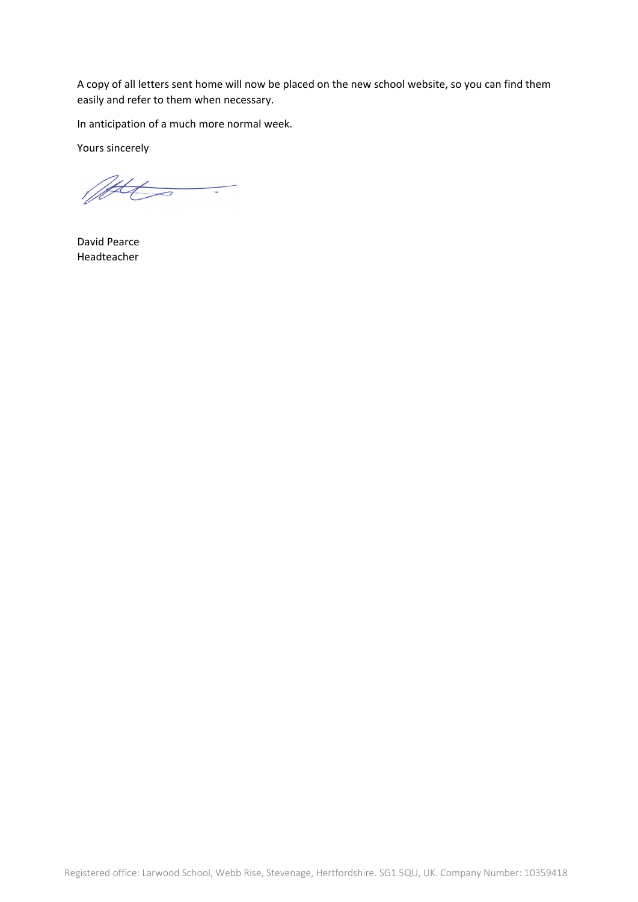A copy of all letters sent home will now be placed on the new school website, so you can find them easily and refer to them when necessary.

In anticipation of a much more normal week.

Yours sincerely

David Pearce
Headteacher

Registered office: Larwood School, Webb Rise, Stevenage, Hertfordshire. SG1 5QU, UK. Company Number: 10359418